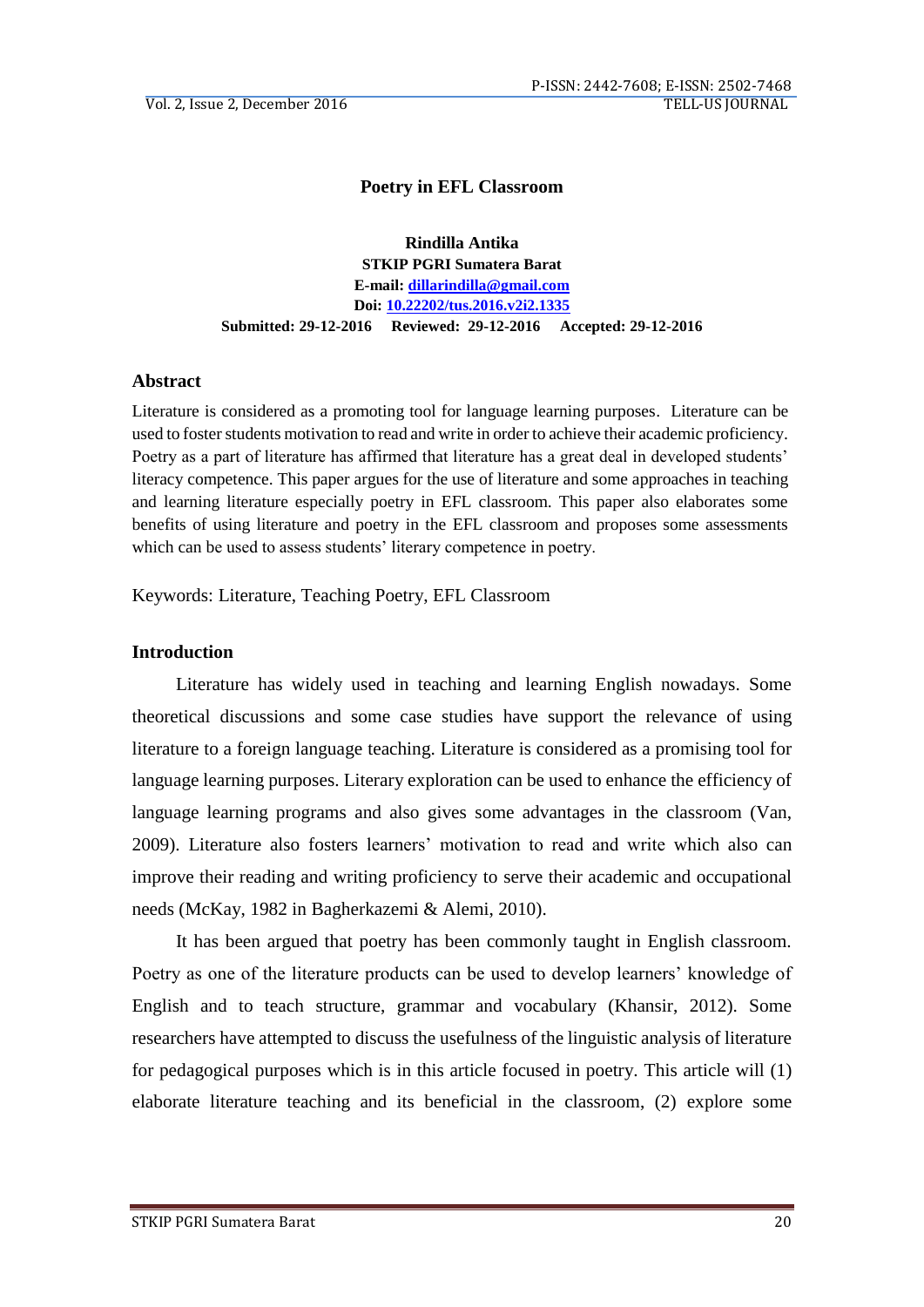# Poetry in EFL Classroom

**Rindilla Antika**
**STKIP PGRI Sumatera Barat**
**E-mail: dillarindilla@gmail.com**
**Doi: 10.22202/tus.2016.v2i2.1335**
**Submitted: 29-12-2016 Reviewed: 29-12-2016 Accepted: 29-12-2016**

## Abstract

Literature is considered as a promoting tool for language learning purposes. Literature can be used to foster students motivation to read and write in order to achieve their academic proficiency. Poetry as a part of literature has affirmed that literature has a great deal in developed students' literacy competence. This paper argues for the use of literature and some approaches in teaching and learning literature especially poetry in EFL classroom. This paper also elaborates some benefits of using literature and poetry in the EFL classroom and proposes some assessments which can be used to assess students' literary competence in poetry.

Keywords: Literature, Teaching Poetry, EFL Classroom

## Introduction

Literature has widely used in teaching and learning English nowadays. Some theoretical discussions and some case studies have support the relevance of using literature to a foreign language teaching. Literature is considered as a promising tool for language learning purposes. Literary exploration can be used to enhance the efficiency of language learning programs and also gives some advantages in the classroom (Van, 2009). Literature also fosters learners' motivation to read and write which also can improve their reading and writing proficiency to serve their academic and occupational needs (McKay, 1982 in Bagherkazemi & Alemi, 2010).

It has been argued that poetry has been commonly taught in English classroom. Poetry as one of the literature products can be used to develop learners' knowledge of English and to teach structure, grammar and vocabulary (Khansir, 2012). Some researchers have attempted to discuss the usefulness of the linguistic analysis of literature for pedagogical purposes which is in this article focused in poetry. This article will (1) elaborate literature teaching and its beneficial in the classroom, (2) explore some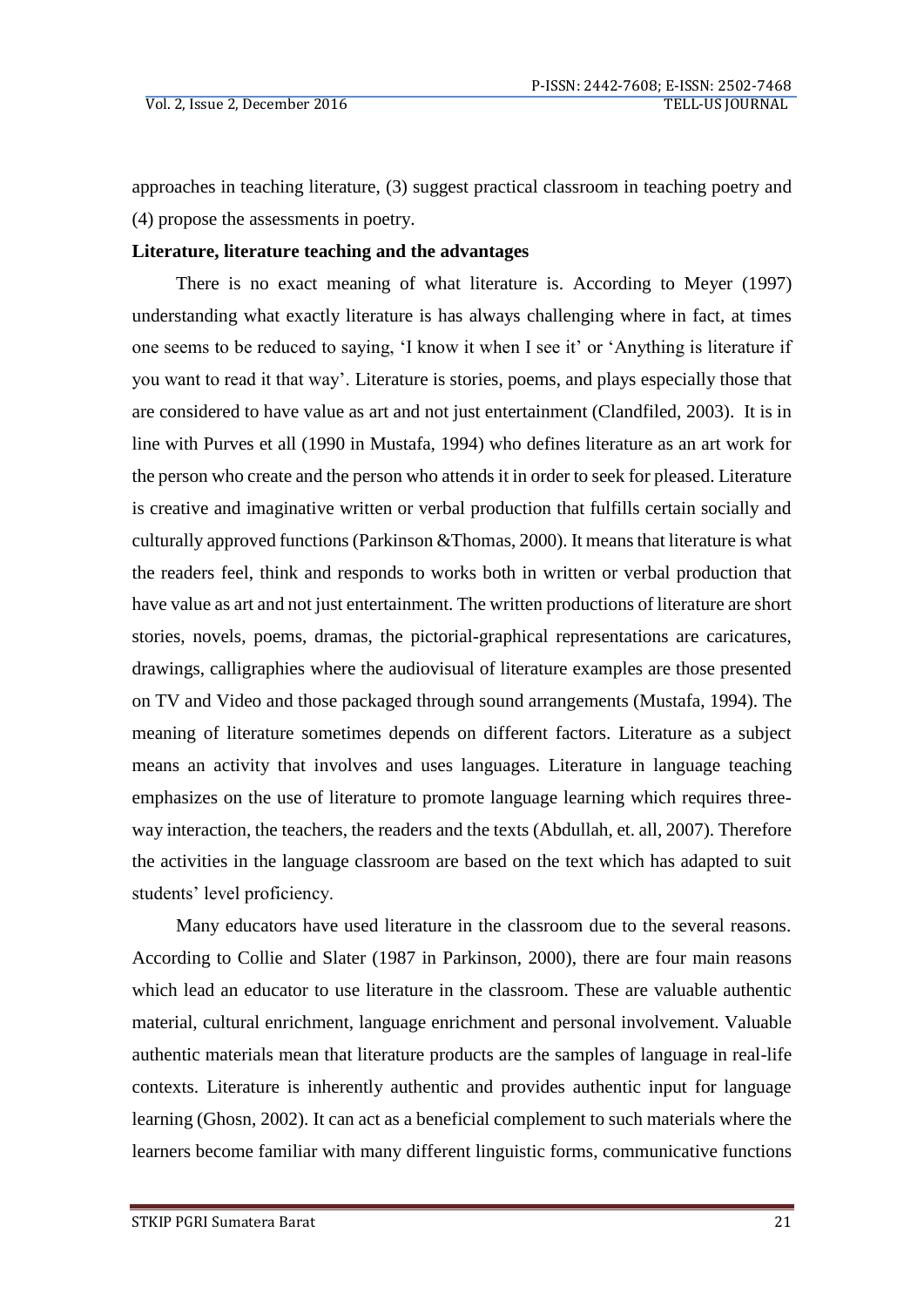approaches in teaching literature, (3) suggest practical classroom in teaching poetry and (4) propose the assessments in poetry.

**Literature, literature teaching and the advantages**

There is no exact meaning of what literature is. According to Meyer (1997) understanding what exactly literature is has always challenging where in fact, at times one seems to be reduced to saying, 'I know it when I see it' or 'Anything is literature if you want to read it that way'. Literature is stories, poems, and plays especially those that are considered to have value as art and not just entertainment (Clandfiled, 2003). It is in line with Purves et all (1990 in Mustafa, 1994) who defines literature as an art work for the person who create and the person who attends it in order to seek for pleased. Literature is creative and imaginative written or verbal production that fulfills certain socially and culturally approved functions (Parkinson &Thomas, 2000). It means that literature is what the readers feel, think and responds to works both in written or verbal production that have value as art and not just entertainment. The written productions of literature are short stories, novels, poems, dramas, the pictorial-graphical representations are caricatures, drawings, calligraphies where the audiovisual of literature examples are those presented on TV and Video and those packaged through sound arrangements (Mustafa, 1994). The meaning of literature sometimes depends on different factors. Literature as a subject means an activity that involves and uses languages. Literature in language teaching emphasizes on the use of literature to promote language learning which requires three-way interaction, the teachers, the readers and the texts (Abdullah, et. all, 2007). Therefore the activities in the language classroom are based on the text which has adapted to suit students' level proficiency.

Many educators have used literature in the classroom due to the several reasons. According to Collie and Slater (1987 in Parkinson, 2000), there are four main reasons which lead an educator to use literature in the classroom. These are valuable authentic material, cultural enrichment, language enrichment and personal involvement. Valuable authentic materials mean that literature products are the samples of language in real-life contexts. Literature is inherently authentic and provides authentic input for language learning (Ghosn, 2002). It can act as a beneficial complement to such materials where the learners become familiar with many different linguistic forms, communicative functions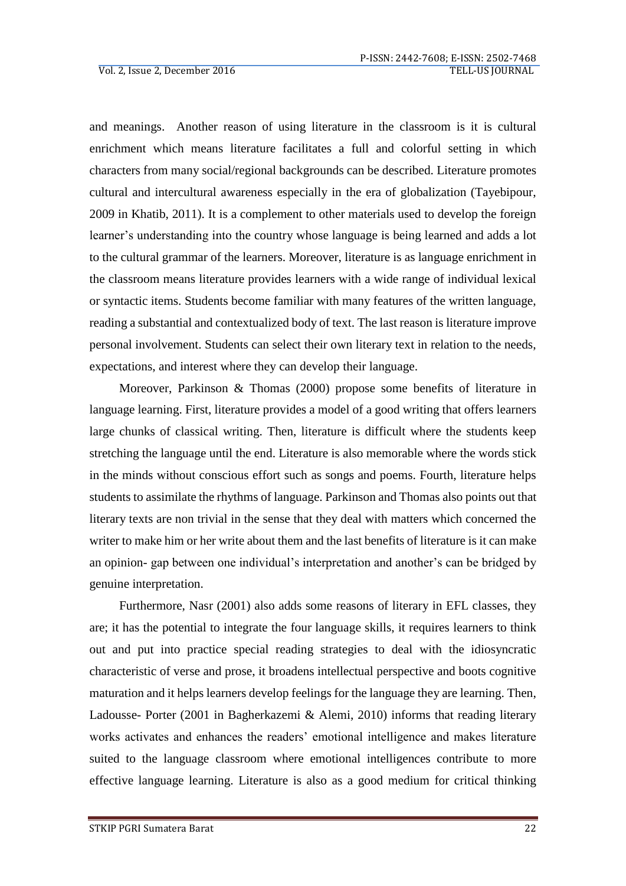and meanings. Another reason of using literature in the classroom is it is cultural enrichment which means literature facilitates a full and colorful setting in which characters from many social/regional backgrounds can be described. Literature promotes cultural and intercultural awareness especially in the era of globalization (Tayebipour, 2009 in Khatib, 2011). It is a complement to other materials used to develop the foreign learner's understanding into the country whose language is being learned and adds a lot to the cultural grammar of the learners. Moreover, literature is as language enrichment in the classroom means literature provides learners with a wide range of individual lexical or syntactic items. Students become familiar with many features of the written language, reading a substantial and contextualized body of text. The last reason is literature improve personal involvement. Students can select their own literary text in relation to the needs, expectations, and interest where they can develop their language.

Moreover, Parkinson & Thomas (2000) propose some benefits of literature in language learning. First, literature provides a model of a good writing that offers learners large chunks of classical writing. Then, literature is difficult where the students keep stretching the language until the end. Literature is also memorable where the words stick in the minds without conscious effort such as songs and poems. Fourth, literature helps students to assimilate the rhythms of language. Parkinson and Thomas also points out that literary texts are non trivial in the sense that they deal with matters which concerned the writer to make him or her write about them and the last benefits of literature is it can make an opinion- gap between one individual's interpretation and another's can be bridged by genuine interpretation.

Furthermore, Nasr (2001) also adds some reasons of literary in EFL classes, they are; it has the potential to integrate the four language skills, it requires learners to think out and put into practice special reading strategies to deal with the idiosyncratic characteristic of verse and prose, it broadens intellectual perspective and boots cognitive maturation and it helps learners develop feelings for the language they are learning. Then, Ladousse- Porter (2001 in Bagherkazemi & Alemi, 2010) informs that reading literary works activates and enhances the readers' emotional intelligence and makes literature suited to the language classroom where emotional intelligences contribute to more effective language learning. Literature is also as a good medium for critical thinking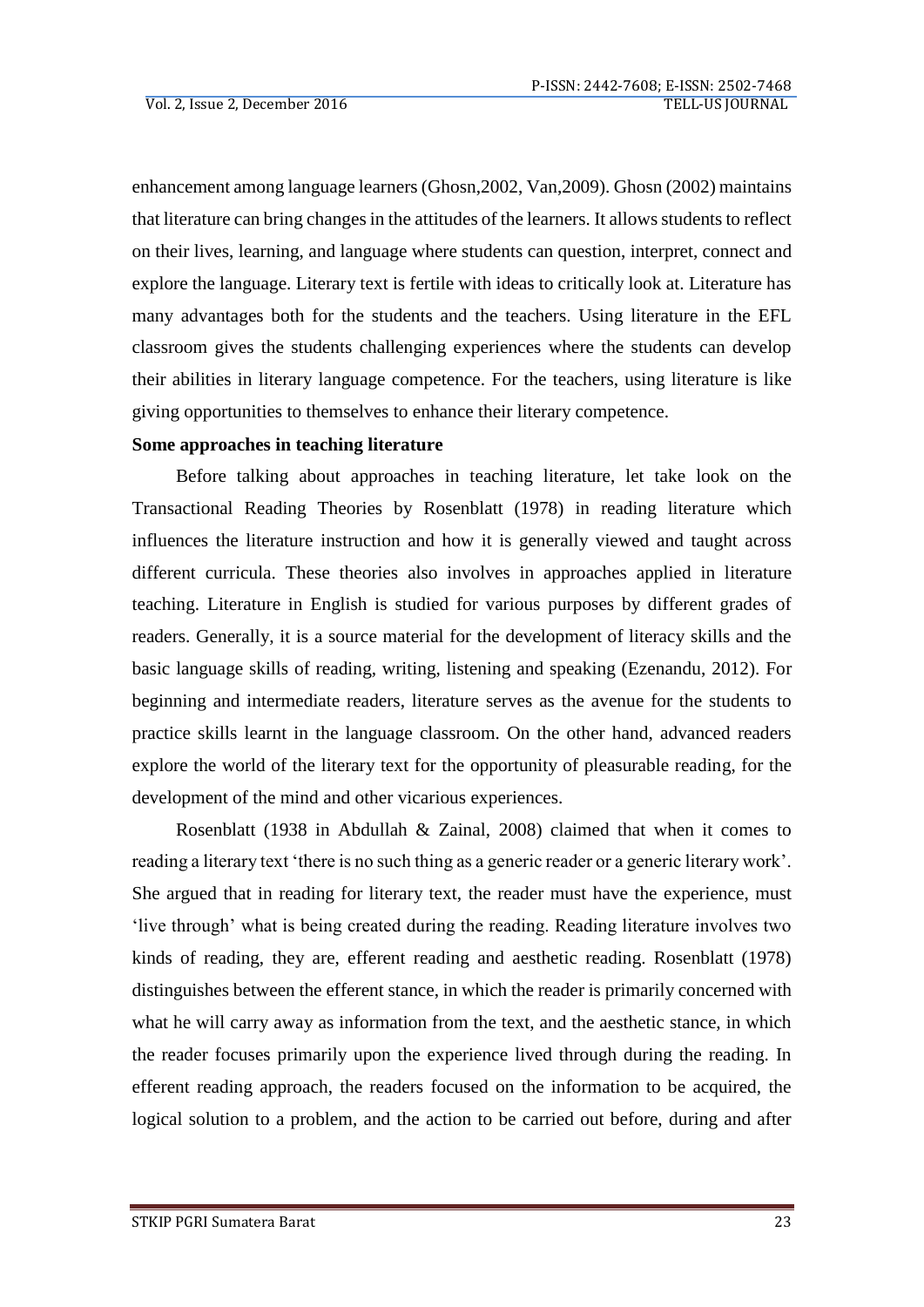enhancement among language learners (Ghosn,2002, Van,2009). Ghosn (2002) maintains that literature can bring changes in the attitudes of the learners. It allows students to reflect on their lives, learning, and language where students can question, interpret, connect and explore the language. Literary text is fertile with ideas to critically look at. Literature has many advantages both for the students and the teachers. Using literature in the EFL classroom gives the students challenging experiences where the students can develop their abilities in literary language competence. For the teachers, using literature is like giving opportunities to themselves to enhance their literary competence.

**Some approaches in teaching literature**

Before talking about approaches in teaching literature, let take look on the Transactional Reading Theories by Rosenblatt (1978) in reading literature which influences the literature instruction and how it is generally viewed and taught across different curricula. These theories also involves in approaches applied in literature teaching. Literature in English is studied for various purposes by different grades of readers. Generally, it is a source material for the development of literacy skills and the basic language skills of reading, writing, listening and speaking (Ezenandu, 2012). For beginning and intermediate readers, literature serves as the avenue for the students to practice skills learnt in the language classroom. On the other hand, advanced readers explore the world of the literary text for the opportunity of pleasurable reading, for the development of the mind and other vicarious experiences.

Rosenblatt (1938 in Abdullah & Zainal, 2008) claimed that when it comes to reading a literary text 'there is no such thing as a generic reader or a generic literary work'. She argued that in reading for literary text, the reader must have the experience, must 'live through' what is being created during the reading. Reading literature involves two kinds of reading, they are, efferent reading and aesthetic reading. Rosenblatt (1978) distinguishes between the efferent stance, in which the reader is primarily concerned with what he will carry away as information from the text, and the aesthetic stance, in which the reader focuses primarily upon the experience lived through during the reading. In efferent reading approach, the readers focused on the information to be acquired, the logical solution to a problem, and the action to be carried out before, during and after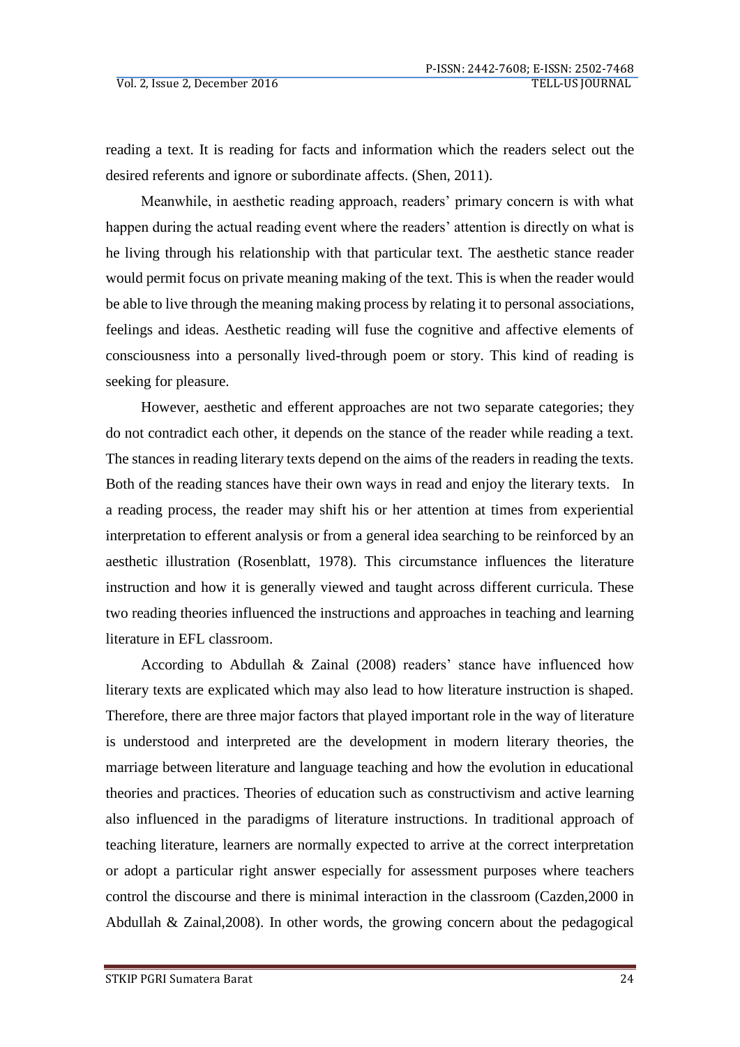reading a text. It is reading for facts and information which the readers select out the desired referents and ignore or subordinate affects. (Shen, 2011).

Meanwhile, in aesthetic reading approach, readers' primary concern is with what happen during the actual reading event where the readers' attention is directly on what is he living through his relationship with that particular text. The aesthetic stance reader would permit focus on private meaning making of the text. This is when the reader would be able to live through the meaning making process by relating it to personal associations, feelings and ideas. Aesthetic reading will fuse the cognitive and affective elements of consciousness into a personally lived-through poem or story. This kind of reading is seeking for pleasure.

However, aesthetic and efferent approaches are not two separate categories; they do not contradict each other, it depends on the stance of the reader while reading a text. The stances in reading literary texts depend on the aims of the readers in reading the texts. Both of the reading stances have their own ways in read and enjoy the literary texts. In a reading process, the reader may shift his or her attention at times from experiential interpretation to efferent analysis or from a general idea searching to be reinforced by an aesthetic illustration (Rosenblatt, 1978). This circumstance influences the literature instruction and how it is generally viewed and taught across different curricula. These two reading theories influenced the instructions and approaches in teaching and learning literature in EFL classroom.

According to Abdullah & Zainal (2008) readers' stance have influenced how literary texts are explicated which may also lead to how literature instruction is shaped. Therefore, there are three major factors that played important role in the way of literature is understood and interpreted are the development in modern literary theories, the marriage between literature and language teaching and how the evolution in educational theories and practices. Theories of education such as constructivism and active learning also influenced in the paradigms of literature instructions. In traditional approach of teaching literature, learners are normally expected to arrive at the correct interpretation or adopt a particular right answer especially for assessment purposes where teachers control the discourse and there is minimal interaction in the classroom (Cazden,2000 in Abdullah & Zainal,2008). In other words, the growing concern about the pedagogical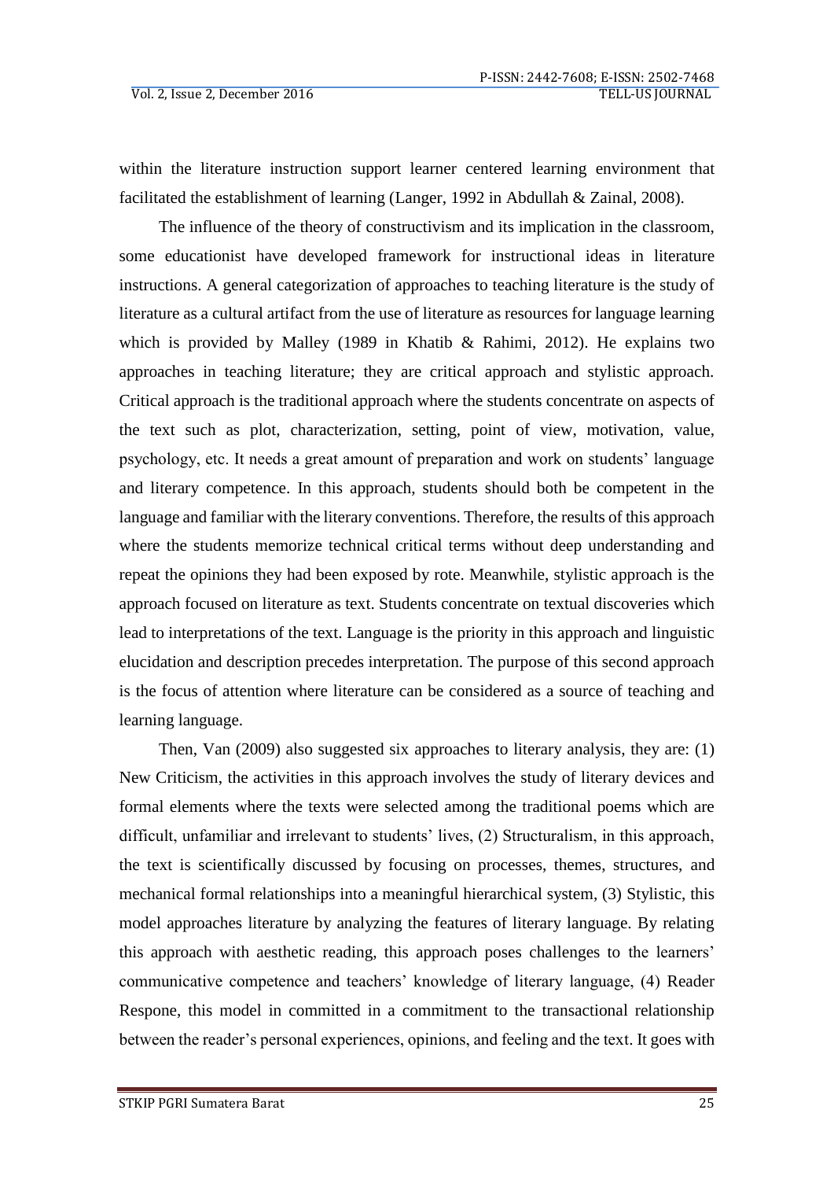within the literature instruction support learner centered learning environment that facilitated the establishment of learning (Langer, 1992 in Abdullah & Zainal, 2008).

The influence of the theory of constructivism and its implication in the classroom, some educationist have developed framework for instructional ideas in literature instructions. A general categorization of approaches to teaching literature is the study of literature as a cultural artifact from the use of literature as resources for language learning which is provided by Malley (1989 in Khatib & Rahimi, 2012). He explains two approaches in teaching literature; they are critical approach and stylistic approach. Critical approach is the traditional approach where the students concentrate on aspects of the text such as plot, characterization, setting, point of view, motivation, value, psychology, etc. It needs a great amount of preparation and work on students' language and literary competence. In this approach, students should both be competent in the language and familiar with the literary conventions. Therefore, the results of this approach where the students memorize technical critical terms without deep understanding and repeat the opinions they had been exposed by rote. Meanwhile, stylistic approach is the approach focused on literature as text. Students concentrate on textual discoveries which lead to interpretations of the text. Language is the priority in this approach and linguistic elucidation and description precedes interpretation. The purpose of this second approach is the focus of attention where literature can be considered as a source of teaching and learning language.

Then, Van (2009) also suggested six approaches to literary analysis, they are: (1) New Criticism, the activities in this approach involves the study of literary devices and formal elements where the texts were selected among the traditional poems which are difficult, unfamiliar and irrelevant to students' lives, (2) Structuralism, in this approach, the text is scientifically discussed by focusing on processes, themes, structures, and mechanical formal relationships into a meaningful hierarchical system, (3) Stylistic, this model approaches literature by analyzing the features of literary language. By relating this approach with aesthetic reading, this approach poses challenges to the learners' communicative competence and teachers' knowledge of literary language, (4) Reader Respone, this model in committed in a commitment to the transactional relationship between the reader's personal experiences, opinions, and feeling and the text. It goes with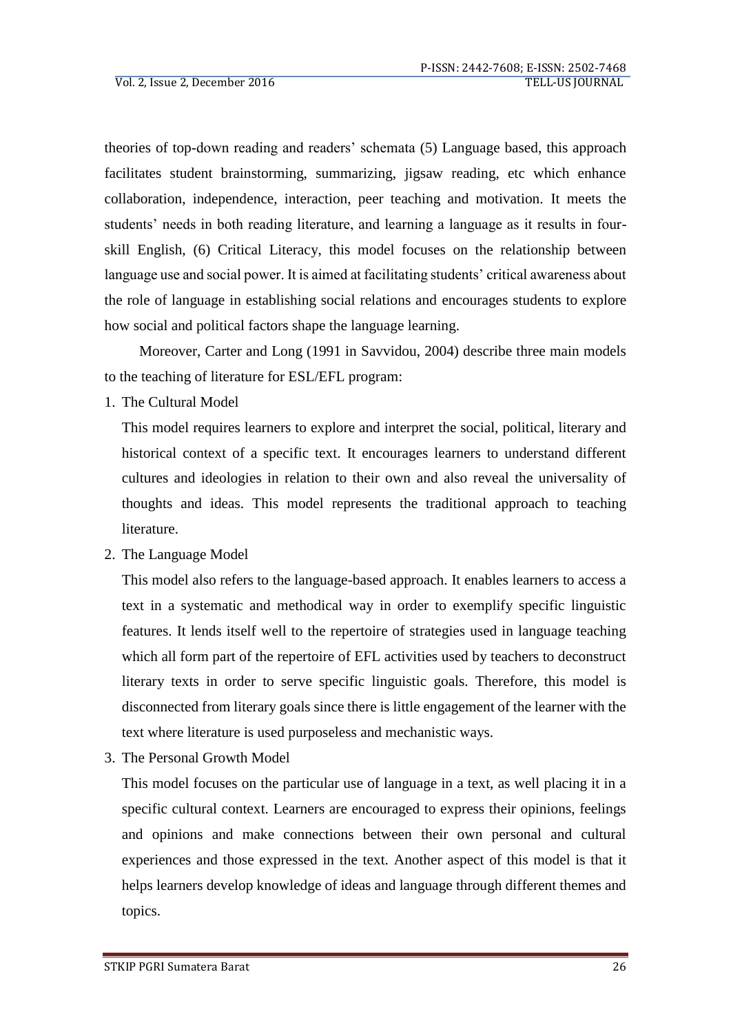theories of top-down reading and readers' schemata (5) Language based, this approach facilitates student brainstorming, summarizing, jigsaw reading, etc which enhance collaboration, independence, interaction, peer teaching and motivation. It meets the students' needs in both reading literature, and learning a language as it results in four-skill English, (6) Critical Literacy, this model focuses on the relationship between language use and social power. It is aimed at facilitating students' critical awareness about the role of language in establishing social relations and encourages students to explore how social and political factors shape the language learning.

Moreover, Carter and Long (1991 in Savvidou, 2004) describe three main models to the teaching of literature for ESL/EFL program:

1. The Cultural Model

   This model requires learners to explore and interpret the social, political, literary and historical context of a specific text. It encourages learners to understand different cultures and ideologies in relation to their own and also reveal the universality of thoughts and ideas. This model represents the traditional approach to teaching literature.

2. The Language Model

   This model also refers to the language-based approach. It enables learners to access a text in a systematic and methodical way in order to exemplify specific linguistic features. It lends itself well to the repertoire of strategies used in language teaching which all form part of the repertoire of EFL activities used by teachers to deconstruct literary texts in order to serve specific linguistic goals. Therefore, this model is disconnected from literary goals since there is little engagement of the learner with the text where literature is used purposeless and mechanistic ways.

3. The Personal Growth Model

   This model focuses on the particular use of language in a text, as well placing it in a specific cultural context. Learners are encouraged to express their opinions, feelings and opinions and make connections between their own personal and cultural experiences and those expressed in the text. Another aspect of this model is that it helps learners develop knowledge of ideas and language through different themes and topics.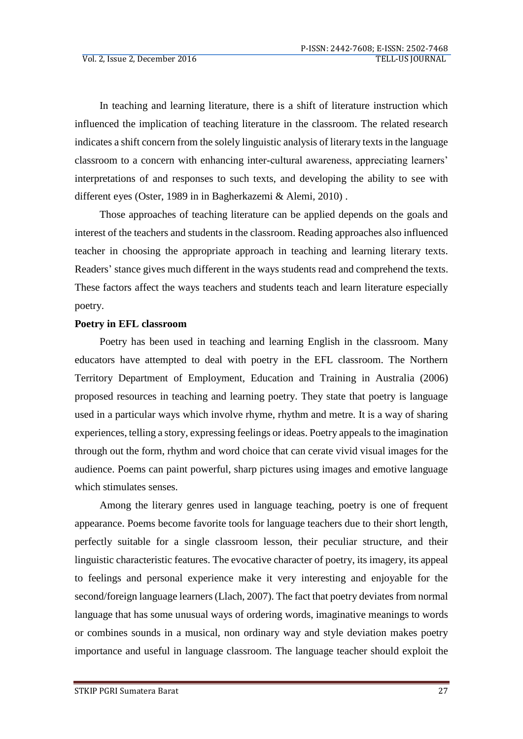In teaching and learning literature, there is a shift of literature instruction which influenced the implication of teaching literature in the classroom. The related research indicates a shift concern from the solely linguistic analysis of literary texts in the language classroom to a concern with enhancing inter-cultural awareness, appreciating learners' interpretations of and responses to such texts, and developing the ability to see with different eyes (Oster, 1989 in in Bagherkazemi & Alemi, 2010) .

Those approaches of teaching literature can be applied depends on the goals and interest of the teachers and students in the classroom. Reading approaches also influenced teacher in choosing the appropriate approach in teaching and learning literary texts. Readers' stance gives much different in the ways students read and comprehend the texts. These factors affect the ways teachers and students teach and learn literature especially poetry.

**Poetry in EFL classroom**

Poetry has been used in teaching and learning English in the classroom. Many educators have attempted to deal with poetry in the EFL classroom. The Northern Territory Department of Employment, Education and Training in Australia (2006) proposed resources in teaching and learning poetry. They state that poetry is language used in a particular ways which involve rhyme, rhythm and metre. It is a way of sharing experiences, telling a story, expressing feelings or ideas. Poetry appeals to the imagination through out the form, rhythm and word choice that can cerate vivid visual images for the audience. Poems can paint powerful, sharp pictures using images and emotive language which stimulates senses.

Among the literary genres used in language teaching, poetry is one of frequent appearance. Poems become favorite tools for language teachers due to their short length, perfectly suitable for a single classroom lesson, their peculiar structure, and their linguistic characteristic features. The evocative character of poetry, its imagery, its appeal to feelings and personal experience make it very interesting and enjoyable for the second/foreign language learners (Llach, 2007). The fact that poetry deviates from normal language that has some unusual ways of ordering words, imaginative meanings to words or combines sounds in a musical, non ordinary way and style deviation makes poetry importance and useful in language classroom. The language teacher should exploit the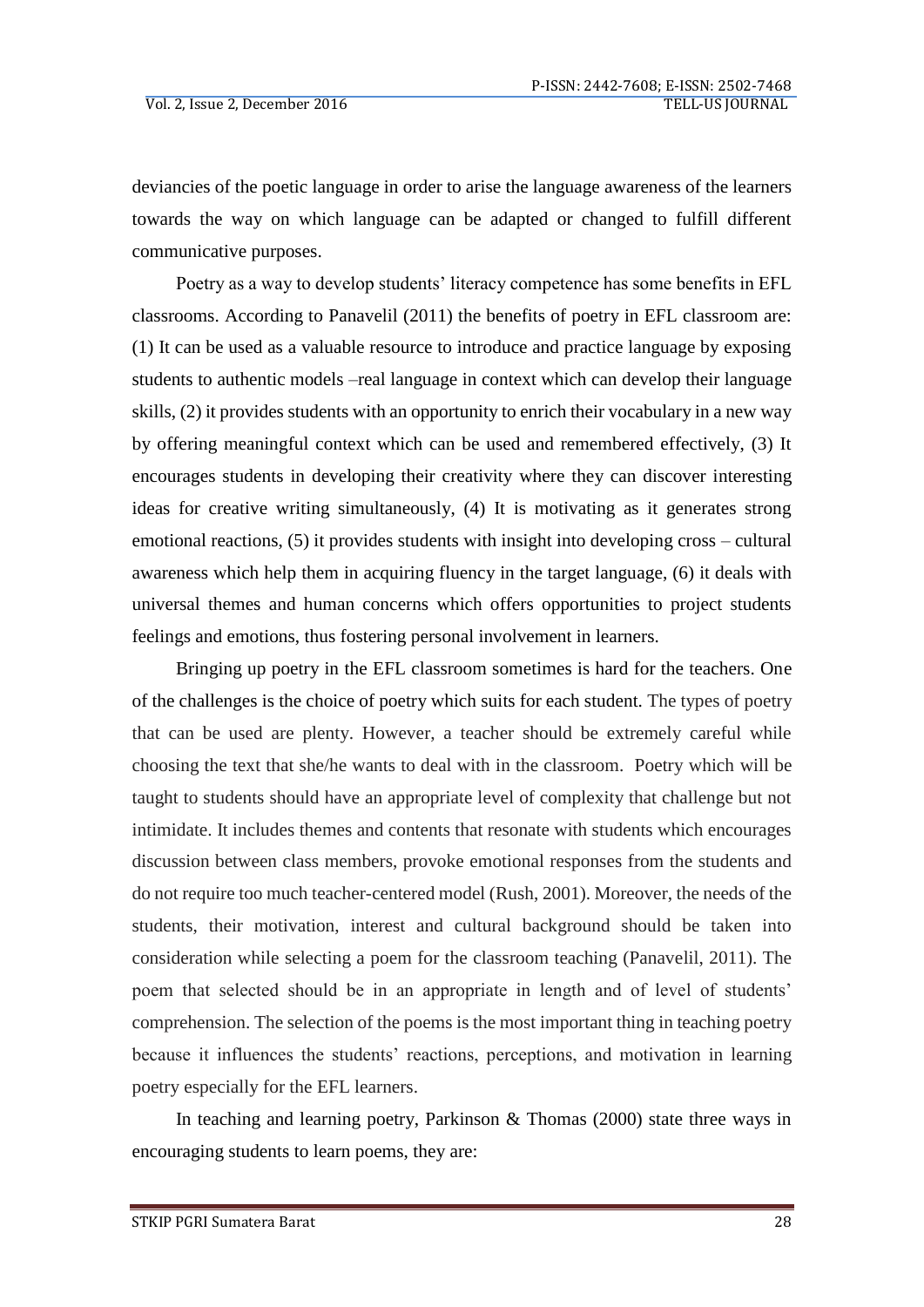deviancies of the poetic language in order to arise the language awareness of the learners towards the way on which language can be adapted or changed to fulfill different communicative purposes.

Poetry as a way to develop students' literacy competence has some benefits in EFL classrooms. According to Panavelil (2011) the benefits of poetry in EFL classroom are: (1) It can be used as a valuable resource to introduce and practice language by exposing students to authentic models –real language in context which can develop their language skills, (2) it provides students with an opportunity to enrich their vocabulary in a new way by offering meaningful context which can be used and remembered effectively, (3) It encourages students in developing their creativity where they can discover interesting ideas for creative writing simultaneously, (4) It is motivating as it generates strong emotional reactions, (5) it provides students with insight into developing cross – cultural awareness which help them in acquiring fluency in the target language, (6) it deals with universal themes and human concerns which offers opportunities to project students feelings and emotions, thus fostering personal involvement in learners.

Bringing up poetry in the EFL classroom sometimes is hard for the teachers. One of the challenges is the choice of poetry which suits for each student. The types of poetry that can be used are plenty. However, a teacher should be extremely careful while choosing the text that she/he wants to deal with in the classroom. Poetry which will be taught to students should have an appropriate level of complexity that challenge but not intimidate. It includes themes and contents that resonate with students which encourages discussion between class members, provoke emotional responses from the students and do not require too much teacher-centered model (Rush, 2001). Moreover, the needs of the students, their motivation, interest and cultural background should be taken into consideration while selecting a poem for the classroom teaching (Panavelil, 2011). The poem that selected should be in an appropriate in length and of level of students' comprehension. The selection of the poems is the most important thing in teaching poetry because it influences the students' reactions, perceptions, and motivation in learning poetry especially for the EFL learners.

In teaching and learning poetry, Parkinson & Thomas (2000) state three ways in encouraging students to learn poems, they are: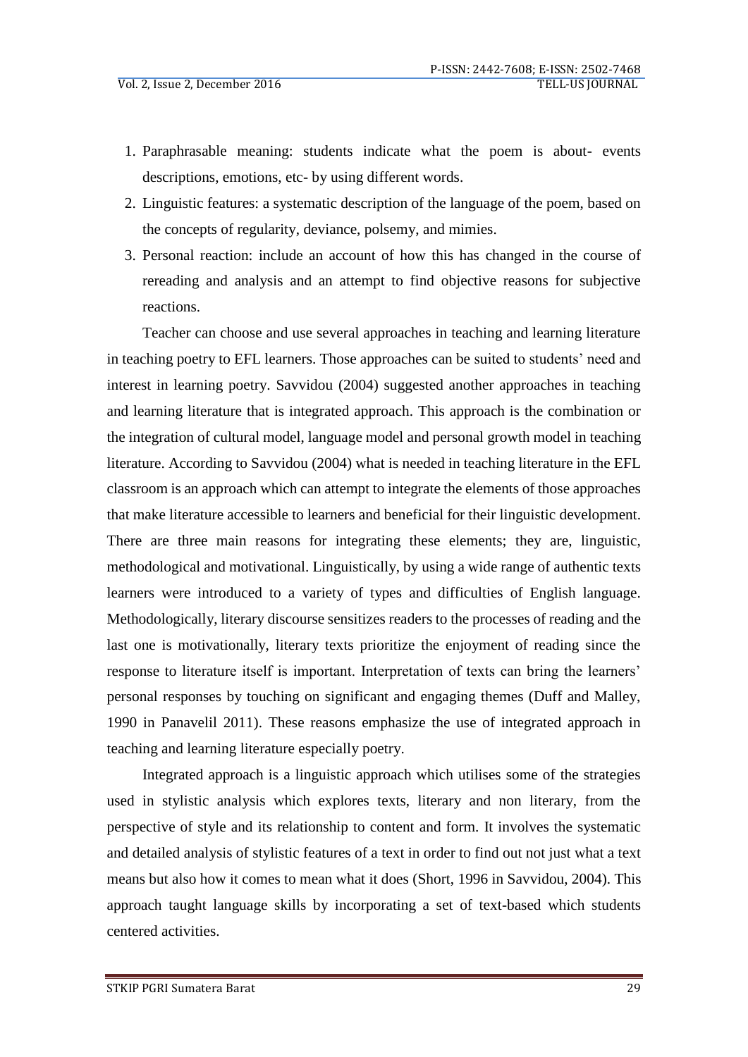1. Paraphrasable meaning: students indicate what the poem is about- events descriptions, emotions, etc- by using different words.
2. Linguistic features: a systematic description of the language of the poem, based on the concepts of regularity, deviance, polsemy, and mimies.
3. Personal reaction: include an account of how this has changed in the course of rereading and analysis and an attempt to find objective reasons for subjective reactions.

Teacher can choose and use several approaches in teaching and learning literature in teaching poetry to EFL learners. Those approaches can be suited to students' need and interest in learning poetry. Savvidou (2004) suggested another approaches in teaching and learning literature that is integrated approach. This approach is the combination or the integration of cultural model, language model and personal growth model in teaching literature. According to Savvidou (2004) what is needed in teaching literature in the EFL classroom is an approach which can attempt to integrate the elements of those approaches that make literature accessible to learners and beneficial for their linguistic development. There are three main reasons for integrating these elements; they are, linguistic, methodological and motivational. Linguistically, by using a wide range of authentic texts learners were introduced to a variety of types and difficulties of English language. Methodologically, literary discourse sensitizes readers to the processes of reading and the last one is motivationally, literary texts prioritize the enjoyment of reading since the response to literature itself is important. Interpretation of texts can bring the learners' personal responses by touching on significant and engaging themes (Duff and Malley, 1990 in Panavelil 2011). These reasons emphasize the use of integrated approach in teaching and learning literature especially poetry.

Integrated approach is a linguistic approach which utilises some of the strategies used in stylistic analysis which explores texts, literary and non literary, from the perspective of style and its relationship to content and form. It involves the systematic and detailed analysis of stylistic features of a text in order to find out not just what a text means but also how it comes to mean what it does (Short, 1996 in Savvidou, 2004). This approach taught language skills by incorporating a set of text-based which students centered activities.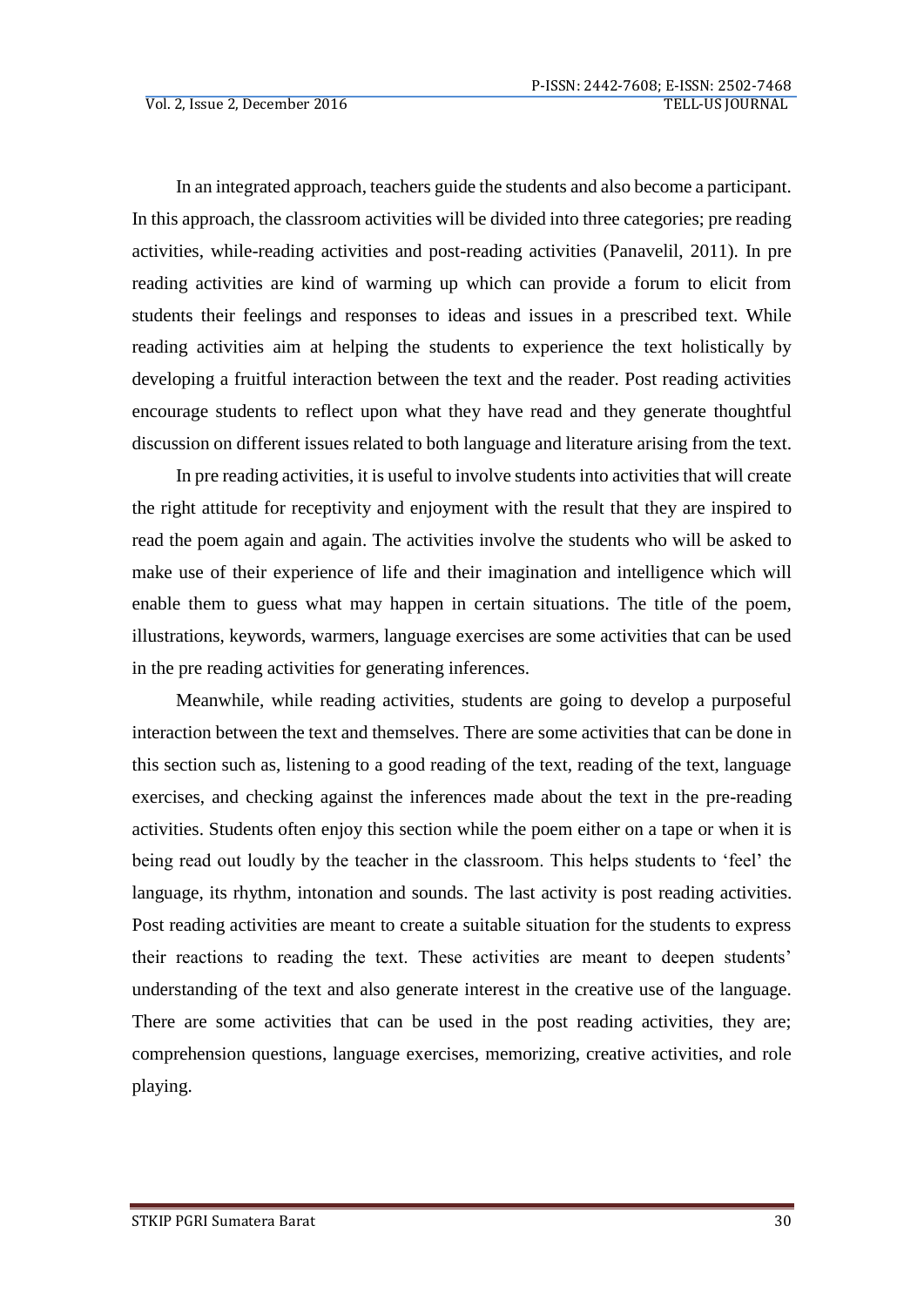In an integrated approach, teachers guide the students and also become a participant. In this approach, the classroom activities will be divided into three categories; pre reading activities, while-reading activities and post-reading activities (Panavelil, 2011). In pre reading activities are kind of warming up which can provide a forum to elicit from students their feelings and responses to ideas and issues in a prescribed text. While reading activities aim at helping the students to experience the text holistically by developing a fruitful interaction between the text and the reader. Post reading activities encourage students to reflect upon what they have read and they generate thoughtful discussion on different issues related to both language and literature arising from the text.

In pre reading activities, it is useful to involve students into activities that will create the right attitude for receptivity and enjoyment with the result that they are inspired to read the poem again and again. The activities involve the students who will be asked to make use of their experience of life and their imagination and intelligence which will enable them to guess what may happen in certain situations. The title of the poem, illustrations, keywords, warmers, language exercises are some activities that can be used in the pre reading activities for generating inferences.

Meanwhile, while reading activities, students are going to develop a purposeful interaction between the text and themselves. There are some activities that can be done in this section such as, listening to a good reading of the text, reading of the text, language exercises, and checking against the inferences made about the text in the pre-reading activities. Students often enjoy this section while the poem either on a tape or when it is being read out loudly by the teacher in the classroom. This helps students to 'feel' the language, its rhythm, intonation and sounds. The last activity is post reading activities. Post reading activities are meant to create a suitable situation for the students to express their reactions to reading the text. These activities are meant to deepen students' understanding of the text and also generate interest in the creative use of the language. There are some activities that can be used in the post reading activities, they are; comprehension questions, language exercises, memorizing, creative activities, and role playing.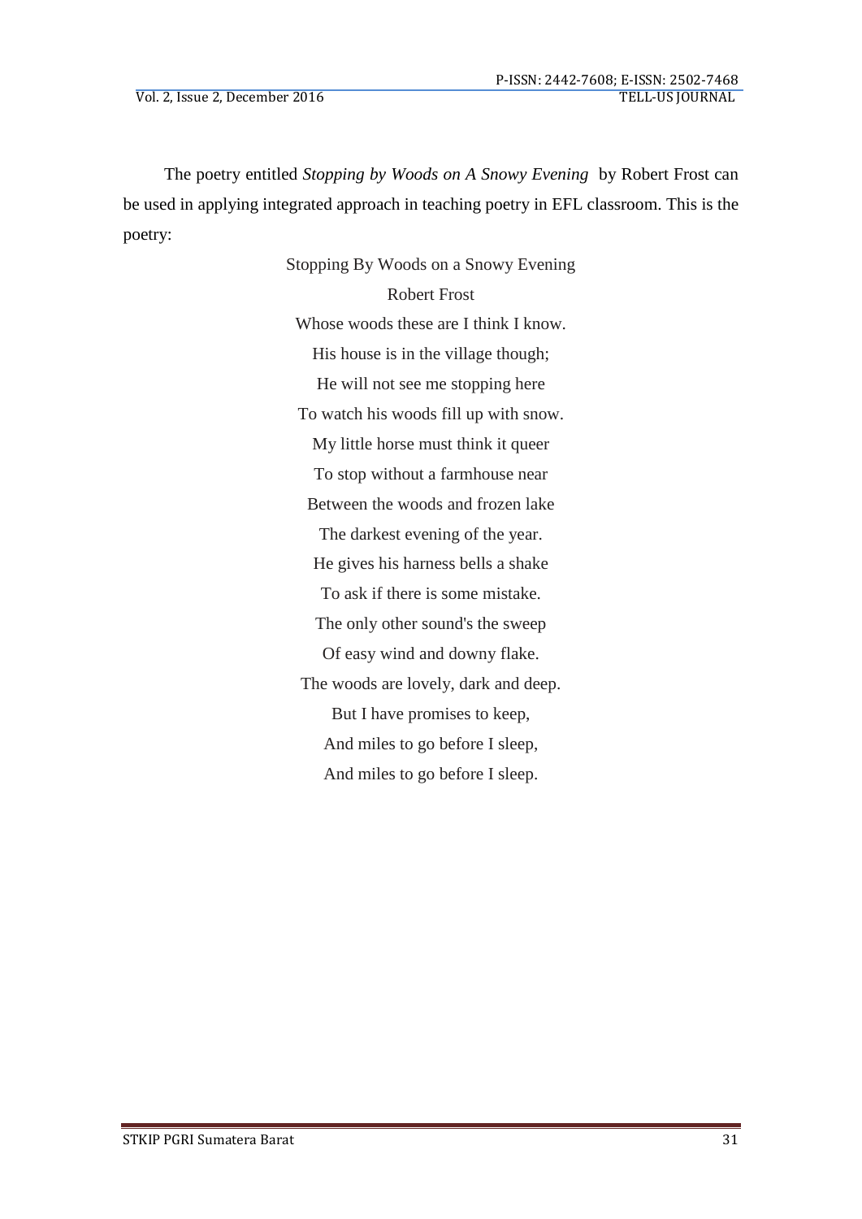The poetry entitled *Stopping by Woods on A Snowy Evening* by Robert Frost can be used in applying integrated approach in teaching poetry in EFL classroom. This is the poetry:

Stopping By Woods on a Snowy Evening

Robert Frost

Whose woods these are I think I know.  
His house is in the village though;  
He will not see me stopping here  
To watch his woods fill up with snow.  
My little horse must think it queer  
To stop without a farmhouse near  
Between the woods and frozen lake  
The darkest evening of the year.  
He gives his harness bells a shake  
To ask if there is some mistake.  
The only other sound's the sweep  
Of easy wind and downy flake.  
The woods are lovely, dark and deep.  
But I have promises to keep,  
And miles to go before I sleep,  
And miles to go before I sleep.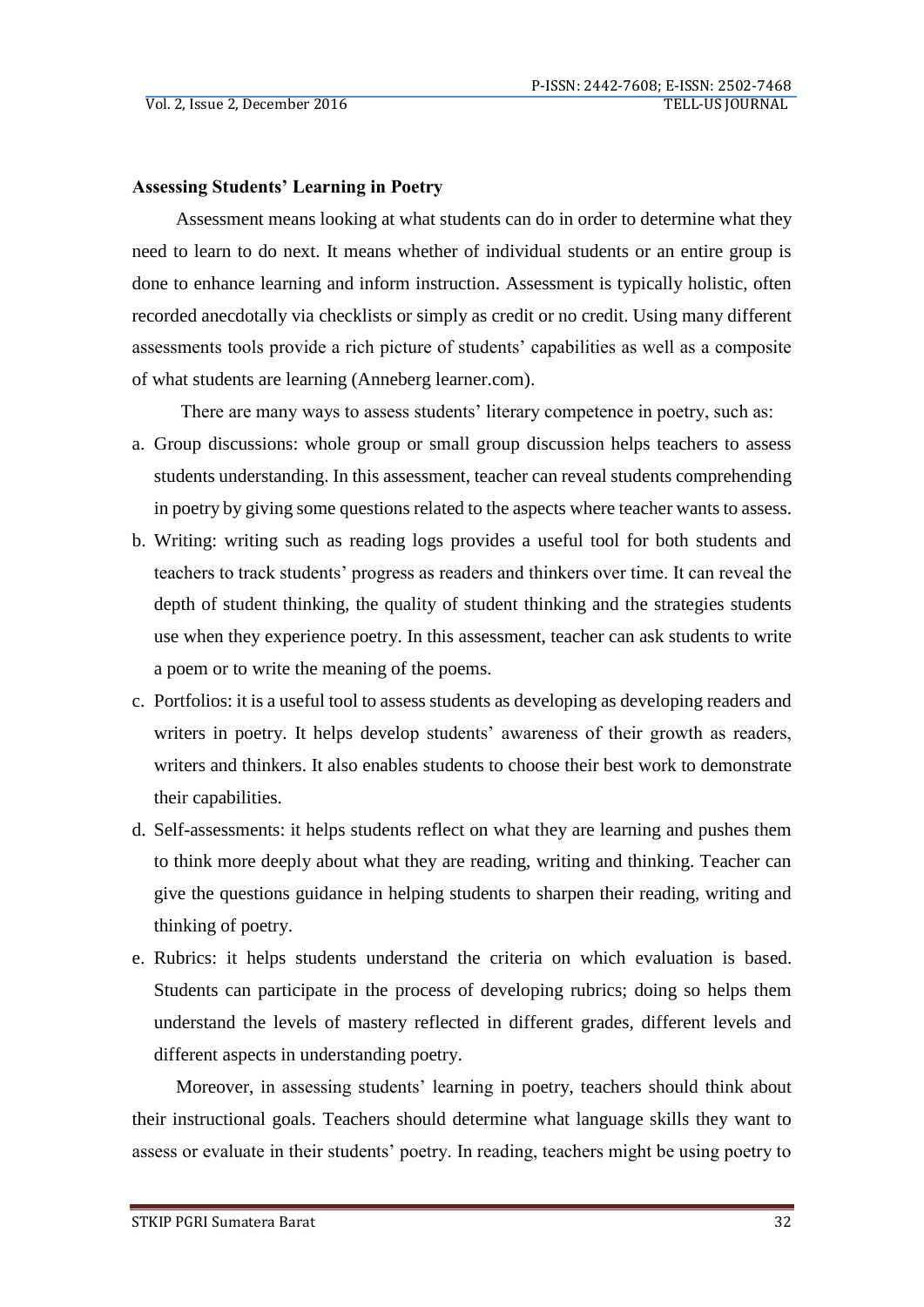**Assessing Students' Learning in Poetry**

Assessment means looking at what students can do in order to determine what they need to learn to do next. It means whether of individual students or an entire group is done to enhance learning and inform instruction. Assessment is typically holistic, often recorded anecdotally via checklists or simply as credit or no credit. Using many different assessments tools provide a rich picture of students' capabilities as well as a composite of what students are learning (Anneberg learner.com).

There are many ways to assess students' literary competence in poetry, such as:

a. Group discussions: whole group or small group discussion helps teachers to assess students understanding. In this assessment, teacher can reveal students comprehending in poetry by giving some questions related to the aspects where teacher wants to assess.
b. Writing: writing such as reading logs provides a useful tool for both students and teachers to track students' progress as readers and thinkers over time. It can reveal the depth of student thinking, the quality of student thinking and the strategies students use when they experience poetry. In this assessment, teacher can ask students to write a poem or to write the meaning of the poems.
c. Portfolios: it is a useful tool to assess students as developing as developing readers and writers in poetry. It helps develop students' awareness of their growth as readers, writers and thinkers. It also enables students to choose their best work to demonstrate their capabilities.
d. Self-assessments: it helps students reflect on what they are learning and pushes them to think more deeply about what they are reading, writing and thinking. Teacher can give the questions guidance in helping students to sharpen their reading, writing and thinking of poetry.
e. Rubrics: it helps students understand the criteria on which evaluation is based. Students can participate in the process of developing rubrics; doing so helps them understand the levels of mastery reflected in different grades, different levels and different aspects in understanding poetry.

Moreover, in assessing students' learning in poetry, teachers should think about their instructional goals. Teachers should determine what language skills they want to assess or evaluate in their students' poetry. In reading, teachers might be using poetry to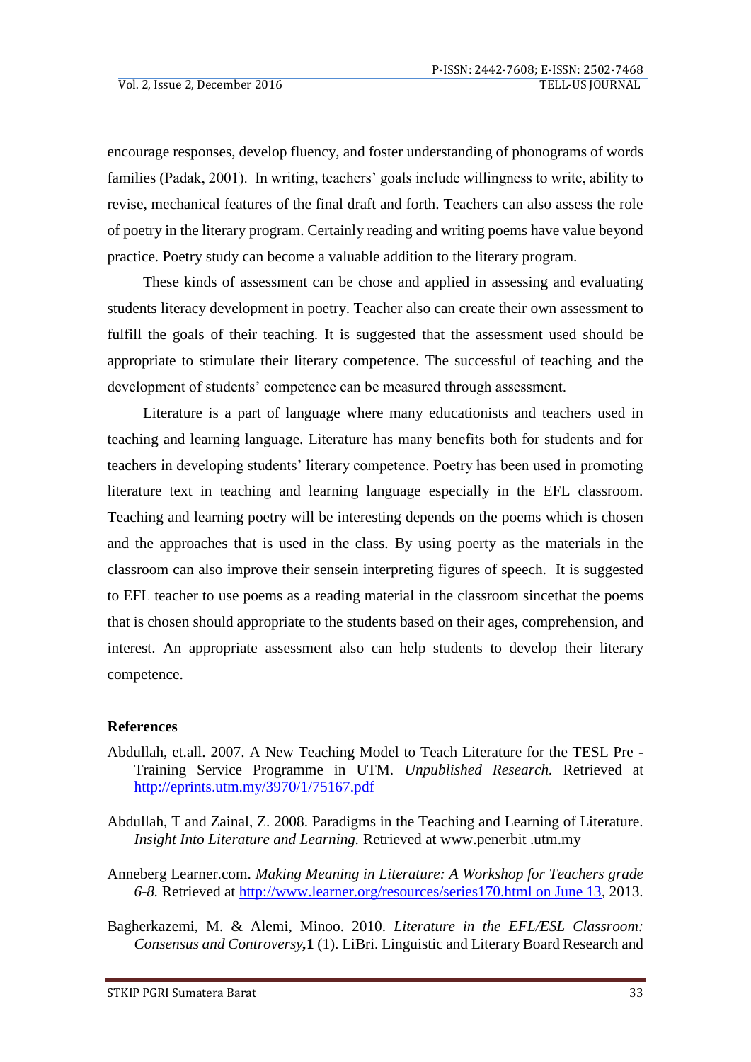encourage responses, develop fluency, and foster understanding of phonograms of words families (Padak, 2001). In writing, teachers' goals include willingness to write, ability to revise, mechanical features of the final draft and forth. Teachers can also assess the role of poetry in the literary program. Certainly reading and writing poems have value beyond practice. Poetry study can become a valuable addition to the literary program.

These kinds of assessment can be chose and applied in assessing and evaluating students literacy development in poetry. Teacher also can create their own assessment to fulfill the goals of their teaching. It is suggested that the assessment used should be appropriate to stimulate their literary competence. The successful of teaching and the development of students' competence can be measured through assessment.

Literature is a part of language where many educationists and teachers used in teaching and learning language. Literature has many benefits both for students and for teachers in developing students' literary competence. Poetry has been used in promoting literature text in teaching and learning language especially in the EFL classroom. Teaching and learning poetry will be interesting depends on the poems which is chosen and the approaches that is used in the class. By using poerty as the materials in the classroom can also improve their sensein interpreting figures of speech. It is suggested to EFL teacher to use poems as a reading material in the classroom sincethat the poems that is chosen should appropriate to the students based on their ages, comprehension, and interest. An appropriate assessment also can help students to develop their literary competence.

## References

Abdullah, et.all. 2007. A New Teaching Model to Teach Literature for the TESL Pre - Training Service Programme in UTM. *Unpublished Research.* Retrieved at http://eprints.utm.my/3970/1/75167.pdf

Abdullah, T and Zainal, Z. 2008. Paradigms in the Teaching and Learning of Literature. *Insight Into Literature and Learning.* Retrieved at www.penerbit .utm.my

Anneberg Learner.com. *Making Meaning in Literature: A Workshop for Teachers grade 6-8.* Retrieved at http://www.learner.org/resources/series170.html on June 13, 2013.

Bagherkazemi, M. & Alemi, Minoo. 2010. *Literature in the EFL/ESL Classroom: Consensus and Controversy*,**1** (1). LiBri. Linguistic and Literary Board Research and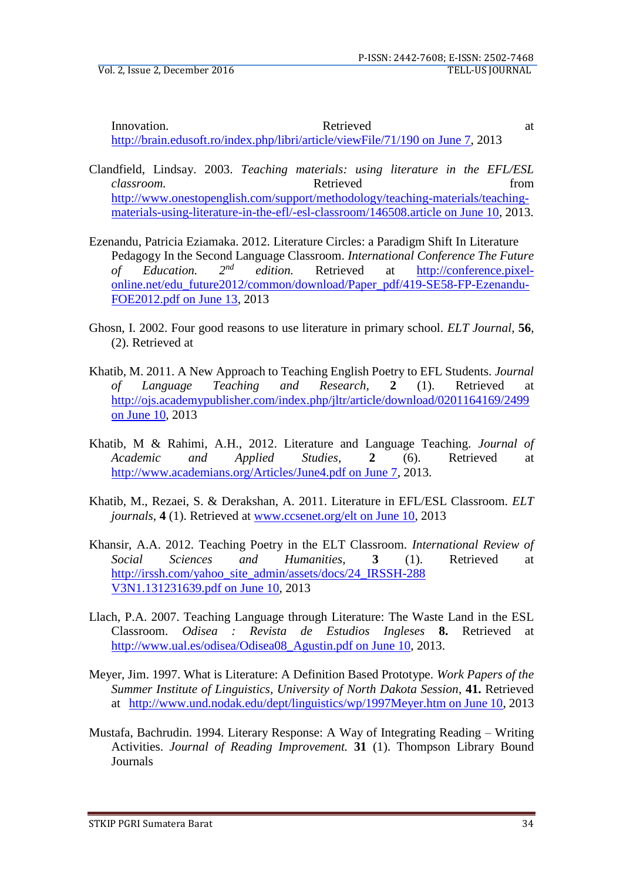Innovation. Retrieved at http://brain.edusoft.ro/index.php/libri/article/viewFile/71/190 on June 7, 2013

Clandfield, Lindsay. 2003. *Teaching materials: using literature in the EFL/ESL classroom.* Retrieved from http://www.onestopenglish.com/support/methodology/teaching-materials/teaching-materials-using-literature-in-the-efl/-esl-classroom/146508.article on June 10, 2013.

Ezenandu, Patricia Eziamaka. 2012. Literature Circles: a Paradigm Shift In Literature Pedagogy In the Second Language Classroom. *International Conference The Future of Education. 2nd edition.* Retrieved at http://conference.pixel-online.net/edu_future2012/common/download/Paper_pdf/419-SE58-FP-Ezenandu-FOE2012.pdf on June 13, 2013

Ghosn, I. 2002. Four good reasons to use literature in primary school. *ELT Journal*, **56**, (2). Retrieved at

Khatib, M. 2011. A New Approach to Teaching English Poetry to EFL Students. *Journal of Language Teaching and Research*, **2** (1). Retrieved at http://ojs.academypublisher.com/index.php/jltr/article/download/0201164169/2499 on June 10, 2013

Khatib, M & Rahimi, A.H., 2012. Literature and Language Teaching. *Journal of Academic and Applied Studies*, **2** (6). Retrieved at http://www.academians.org/Articles/June4.pdf on June 7, 2013.

Khatib, M., Rezaei, S. & Derakshan, A. 2011. Literature in EFL/ESL Classroom. *ELT journals*, **4** (1). Retrieved at www.ccsenet.org/elt on June 10, 2013

Khansir, A.A. 2012. Teaching Poetry in the ELT Classroom. *International Review of Social Sciences and Humanities*, **3** (1). Retrieved at http://irssh.com/yahoo_site_admin/assets/docs/24_IRSSH-288 V3N1.131231639.pdf on June 10, 2013

Llach, P.A. 2007. Teaching Language through Literature: The Waste Land in the ESL Classroom. *Odisea : Revista de Estudios Ingleses* **8.** Retrieved at http://www.ual.es/odisea/Odisea08_Agustin.pdf on June 10, 2013.

Meyer, Jim. 1997. What is Literature: A Definition Based Prototype. *Work Papers of the Summer Institute of Linguistics, University of North Dakota Session*, **41.** Retrieved at http://www.und.nodak.edu/dept/linguistics/wp/1997Meyer.htm on June 10, 2013

Mustafa, Bachrudin. 1994. Literary Response: A Way of Integrating Reading – Writing Activities. *Journal of Reading Improvement.* **31** (1). Thompson Library Bound Journals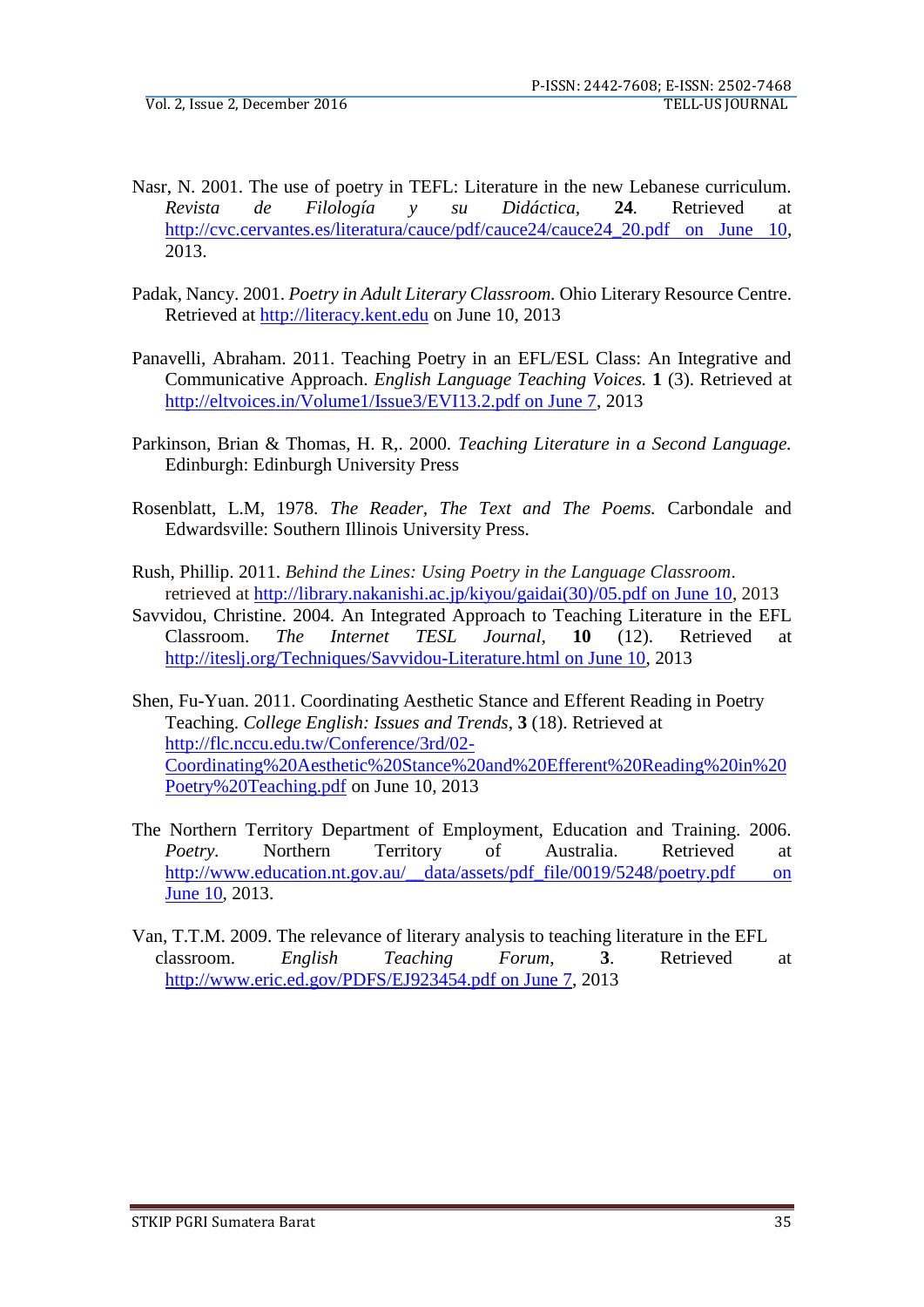Nasr, N. 2001. The use of poetry in TEFL: Literature in the new Lebanese curriculum. *Revista de Filología y su Didáctica*, **24**. Retrieved at http://cvc.cervantes.es/literatura/cauce/pdf/cauce24/cauce24_20.pdf on June 10, 2013.

Padak, Nancy. 2001. *Poetry in Adult Literary Classroom.* Ohio Literary Resource Centre. Retrieved at http://literacy.kent.edu on June 10, 2013

Panavelli, Abraham. 2011. Teaching Poetry in an EFL/ESL Class: An Integrative and Communicative Approach. *English Language Teaching Voices.* **1** (3). Retrieved at http://eltvoices.in/Volume1/Issue3/EVI13.2.pdf on June 7, 2013

Parkinson, Brian & Thomas, H. R,. 2000. *Teaching Literature in a Second Language.* Edinburgh: Edinburgh University Press

Rosenblatt, L.M, 1978. *The Reader, The Text and The Poems.* Carbondale and Edwardsville: Southern Illinois University Press.

Rush, Phillip. 2011. *Behind the Lines: Using Poetry in the Language Classroom*. retrieved at http://library.nakanishi.ac.jp/kiyou/gaidai(30)/05.pdf on June 10, 2013

Savvidou, Christine. 2004. An Integrated Approach to Teaching Literature in the EFL Classroom. *The Internet TESL Journal*, **10** (12). Retrieved at http://iteslj.org/Techniques/Savvidou-Literature.html on June 10, 2013

Shen, Fu-Yuan. 2011. Coordinating Aesthetic Stance and Efferent Reading in Poetry Teaching. *College English: Issues and Trends*, **3** (18). Retrieved at http://flc.nccu.edu.tw/Conference/3rd/02-Coordinating%20Aesthetic%20Stance%20and%20Efferent%20Reading%20in%20Poetry%20Teaching.pdf on June 10, 2013

The Northern Territory Department of Employment, Education and Training. 2006. *Poetry.* Northern Territory of Australia. Retrieved at http://www.education.nt.gov.au/__data/assets/pdf_file/0019/5248/poetry.pdf on June 10, 2013.

Van, T.T.M. 2009. The relevance of literary analysis to teaching literature in the EFL classroom. *English Teaching Forum*, **3**. Retrieved at http://www.eric.ed.gov/PDFS/EJ923454.pdf on June 7, 2013